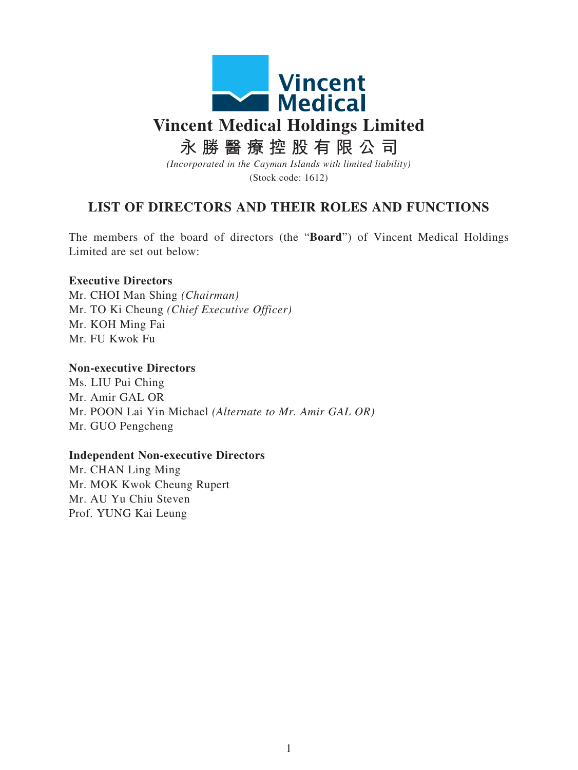# Vincent Medical Holdings Limited

# 永勝醫療控股有限公司

*(Incorporated in the Cayman Islands with limited liability)*

(Stock code: 1612)

## LIST OF DIRECTORS AND THEIR ROLES AND FUNCTIONS

The members of the board of directors (the "**Board**") of Vincent Medical Holdings Limited are set out below:

**Executive Directors**

Mr. CHOI Man Shing *(Chairman)*
Mr. TO Ki Cheung *(Chief Executive Officer)*
Mr. KOH Ming Fai
Mr. FU Kwok Fu

**Non-executive Directors**

Ms. LIU Pui Ching
Mr. Amir GAL OR
Mr. POON Lai Yin Michael *(Alternate to Mr. Amir GAL OR)*
Mr. GUO Pengcheng

**Independent Non-executive Directors**

Mr. CHAN Ling Ming
Mr. MOK Kwok Cheung Rupert
Mr. AU Yu Chiu Steven
Prof. YUNG Kai Leung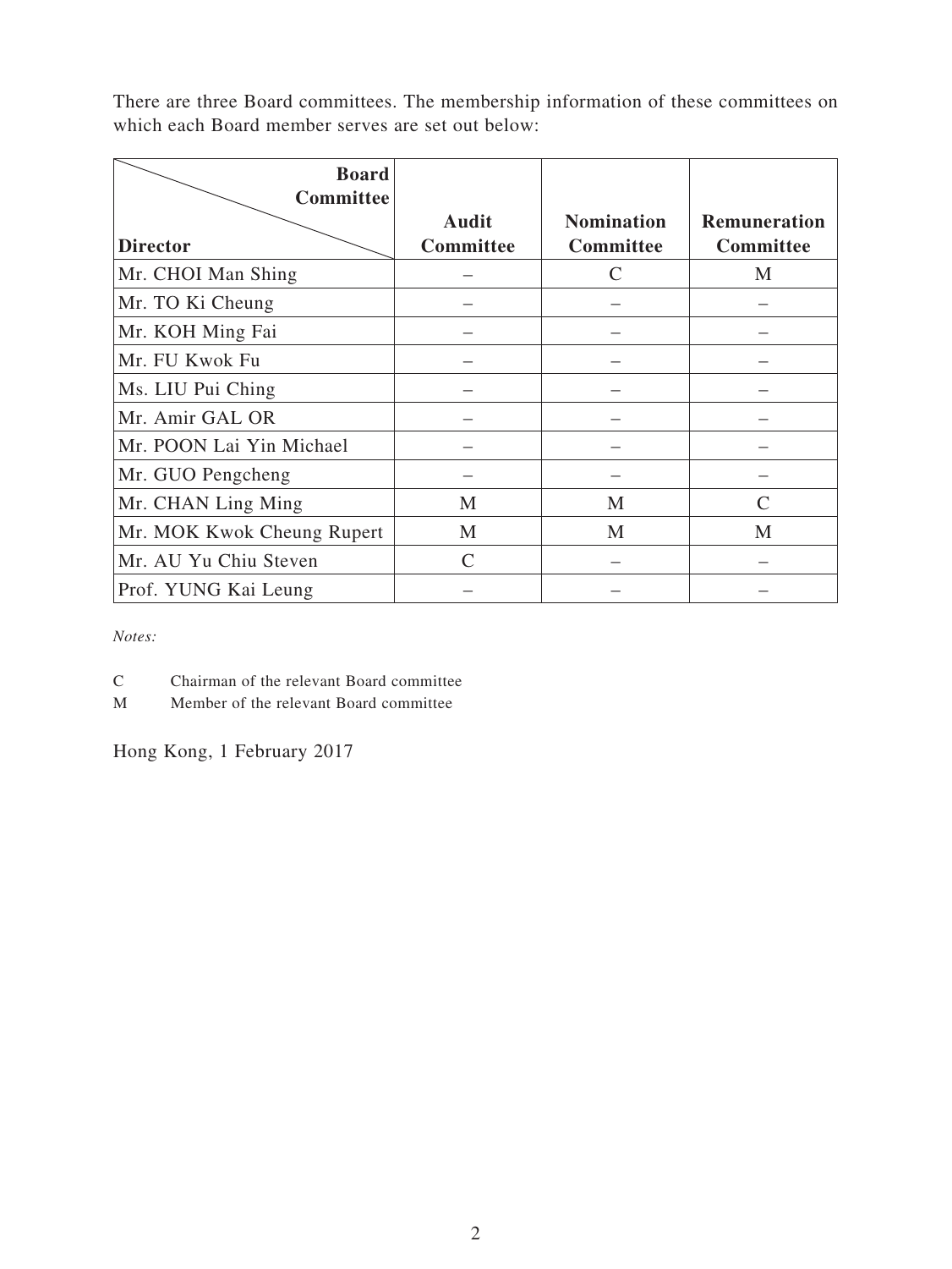There are three Board committees. The membership information of these committees on which each Board member serves are set out below:

| Board Committee / Director | Audit Committee | Nomination Committee | Remuneration Committee |
|---|---|---|---|
| Mr. CHOI Man Shing | – | C | M |
| Mr. TO Ki Cheung | – | – | – |
| Mr. KOH Ming Fai | – | – | – |
| Mr. FU Kwok Fu | – | – | – |
| Ms. LIU Pui Ching | – | – | – |
| Mr. Amir GAL OR | – | – | – |
| Mr. POON Lai Yin Michael | – | – | – |
| Mr. GUO Pengcheng | – | – | – |
| Mr. CHAN Ling Ming | M | M | C |
| Mr. MOK Kwok Cheung Rupert | M | M | M |
| Mr. AU Yu Chiu Steven | C | – | – |
| Prof. YUNG Kai Leung | – | – | – |

*Notes:*

C Chairman of the relevant Board committee

M Member of the relevant Board committee

Hong Kong, 1 February 2017